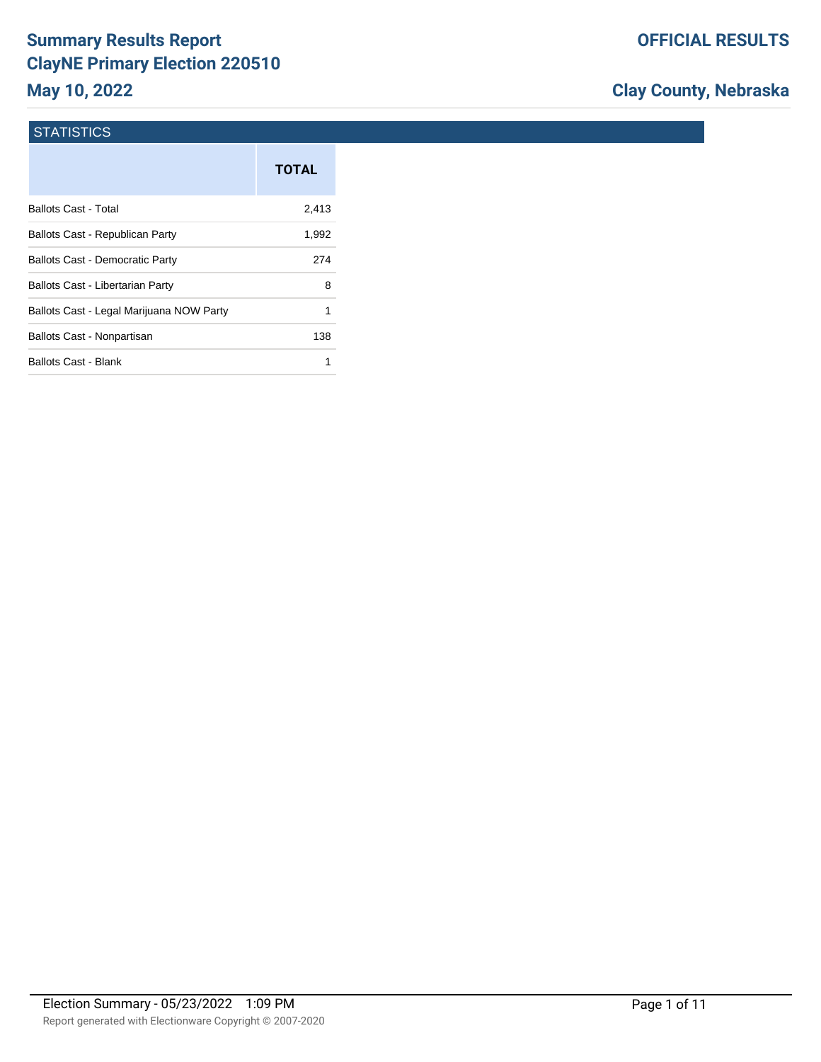# Summary Results Report
## ClayNE Primary Election 220510
### May 10, 2022

**OFFICIAL RESULTS**

**Clay County, Nebraska**

## STATISTICS

| | TOTAL |
|---|---|
| Ballots Cast - Total | 2,413 |
| Ballots Cast - Republican Party | 1,992 |
| Ballots Cast - Democratic Party | 274 |
| Ballots Cast - Libertarian Party | 8 |
| Ballots Cast - Legal Marijuana NOW Party | 1 |
| Ballots Cast - Nonpartisan | 138 |
| Ballots Cast - Blank | 1 |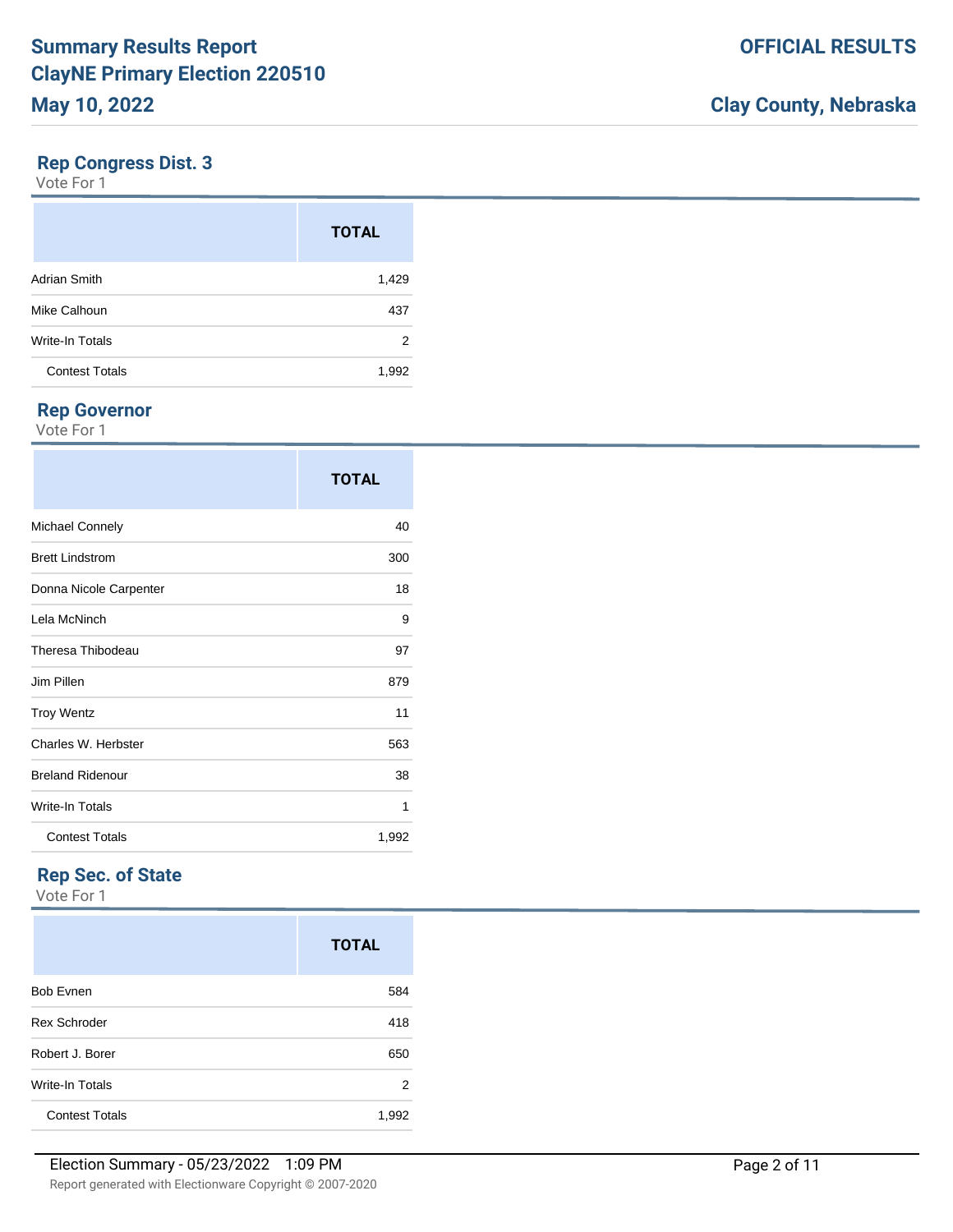# Summary Results Report
# ClayNE Primary Election 220510
# May 10, 2022

**OFFICIAL RESULTS**

**Clay County, Nebraska**

## Rep Congress Dist. 3

Vote For 1

| | TOTAL |
|---|---|
| Adrian Smith | 1,429 |
| Mike Calhoun | 437 |
| Write-In Totals | 2 |
| Contest Totals | 1,992 |

## Rep Governor

Vote For 1

| | TOTAL |
|---|---|
| Michael Connely | 40 |
| Brett Lindstrom | 300 |
| Donna Nicole Carpenter | 18 |
| Lela McNinch | 9 |
| Theresa Thibodeau | 97 |
| Jim Pillen | 879 |
| Troy Wentz | 11 |
| Charles W. Herbster | 563 |
| Breland Ridenour | 38 |
| Write-In Totals | 1 |
| Contest Totals | 1,992 |

## Rep Sec. of State

Vote For 1

| | TOTAL |
|---|---|
| Bob Evnen | 584 |
| Rex Schroder | 418 |
| Robert J. Borer | 650 |
| Write-In Totals | 2 |
| Contest Totals | 1,992 |

Election Summary - 05/23/2022 1:09 PM

Report generated with Electionware Copyright © 2007-2020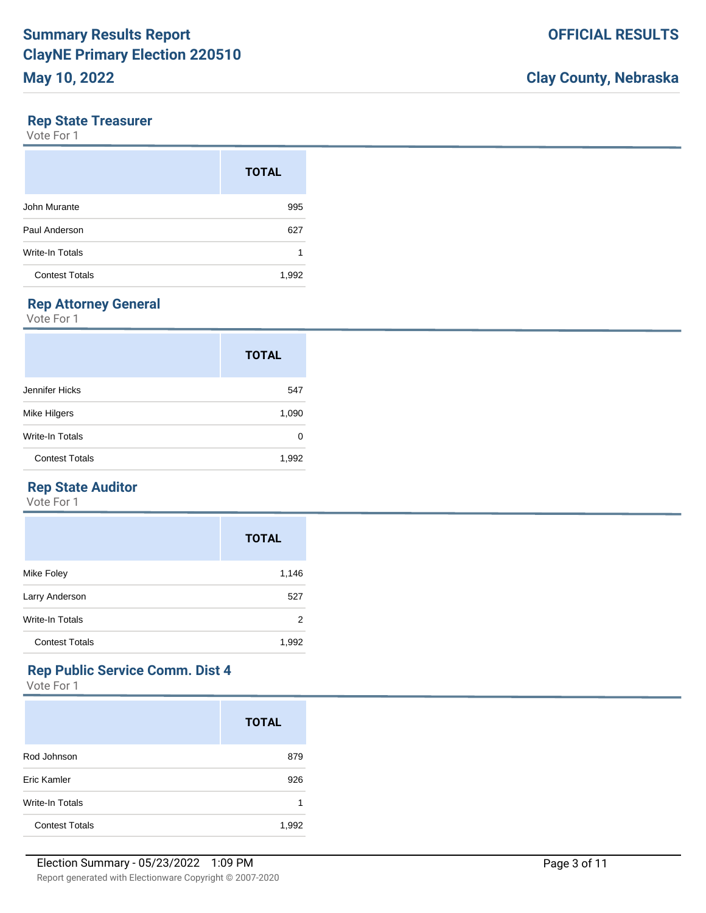# Summary Results Report
# ClayNE Primary Election 220510
# May 10, 2022

**OFFICIAL RESULTS**

**Clay County, Nebraska**

## Rep State Treasurer

Vote For 1

| | TOTAL |
|---|---|
| John Murante | 995 |
| Paul Anderson | 627 |
| Write-In Totals | 1 |
| Contest Totals | 1,992 |

## Rep Attorney General

Vote For 1

| | TOTAL |
|---|---|
| Jennifer Hicks | 547 |
| Mike Hilgers | 1,090 |
| Write-In Totals | 0 |
| Contest Totals | 1,992 |

## Rep State Auditor

Vote For 1

| | TOTAL |
|---|---|
| Mike Foley | 1,146 |
| Larry Anderson | 527 |
| Write-In Totals | 2 |
| Contest Totals | 1,992 |

## Rep Public Service Comm. Dist 4

Vote For 1

| | TOTAL |
|---|---|
| Rod Johnson | 879 |
| Eric Kamler | 926 |
| Write-In Totals | 1 |
| Contest Totals | 1,992 |

Election Summary - 05/23/2022 1:09 PM

Report generated with Electionware Copyright © 2007-2020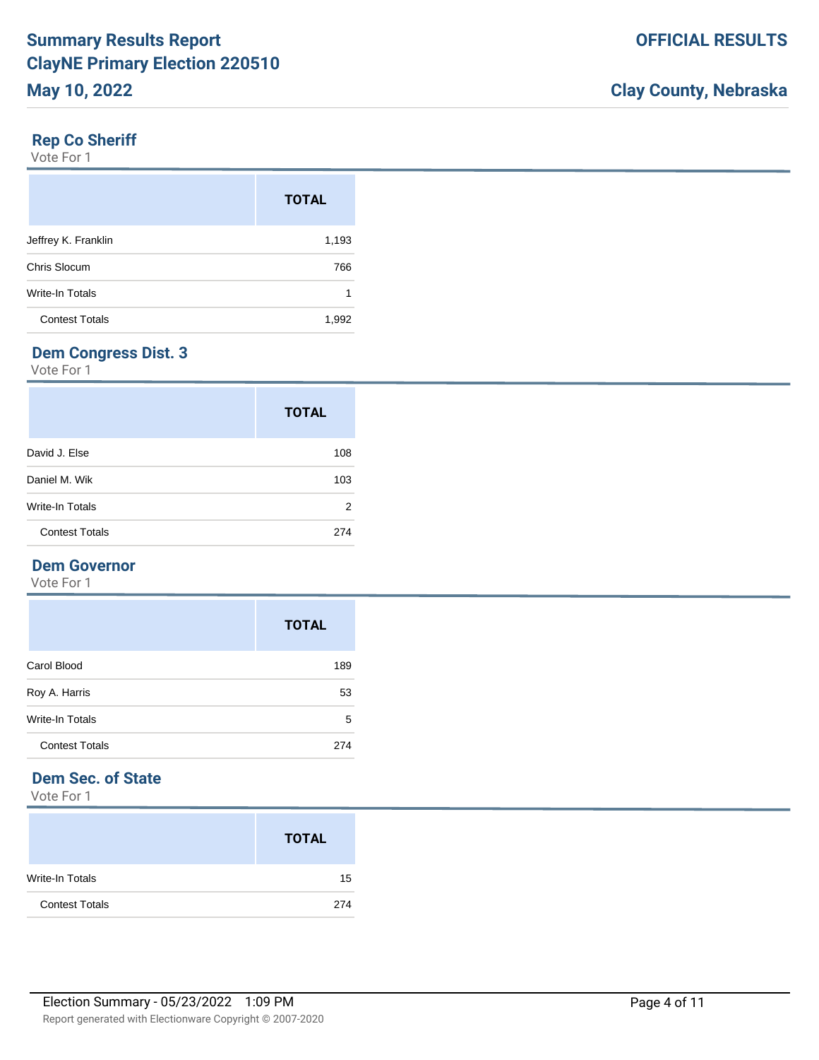## Rep Co Sheriff

Vote For 1

| | TOTAL |
|---|---|
| Jeffrey K. Franklin | 1,193 |
| Chris Slocum | 766 |
| Write-In Totals | 1 |
| Contest Totals | 1,992 |

## Dem Congress Dist. 3

Vote For 1

| | TOTAL |
|---|---|
| David J. Else | 108 |
| Daniel M. Wik | 103 |
| Write-In Totals | 2 |
| Contest Totals | 274 |

## Dem Governor

Vote For 1

| | TOTAL |
|---|---|
| Carol Blood | 189 |
| Roy A. Harris | 53 |
| Write-In Totals | 5 |
| Contest Totals | 274 |

## Dem Sec. of State

Vote For 1

| | TOTAL |
|---|---|
| Write-In Totals | 15 |
| Contest Totals | 274 |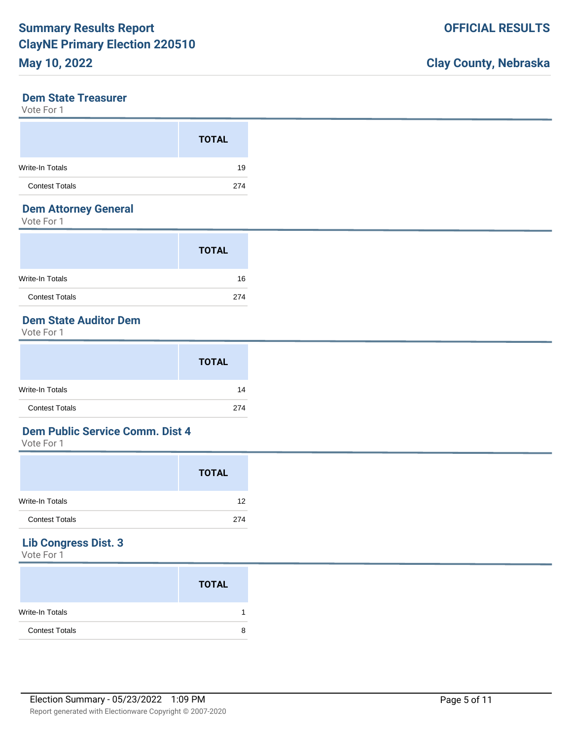## Dem State Treasurer

Vote For 1

| | TOTAL |
|---|---|
| Write-In Totals | 19 |
| Contest Totals | 274 |

## Dem Attorney General

Vote For 1

| | TOTAL |
|---|---|
| Write-In Totals | 16 |
| Contest Totals | 274 |

## Dem State Auditor Dem

Vote For 1

| | TOTAL |
|---|---|
| Write-In Totals | 14 |
| Contest Totals | 274 |

## Dem Public Service Comm. Dist 4

Vote For 1

| | TOTAL |
|---|---|
| Write-In Totals | 12 |
| Contest Totals | 274 |

## Lib Congress Dist. 3

Vote For 1

| | TOTAL |
|---|---|
| Write-In Totals | 1 |
| Contest Totals | 8 |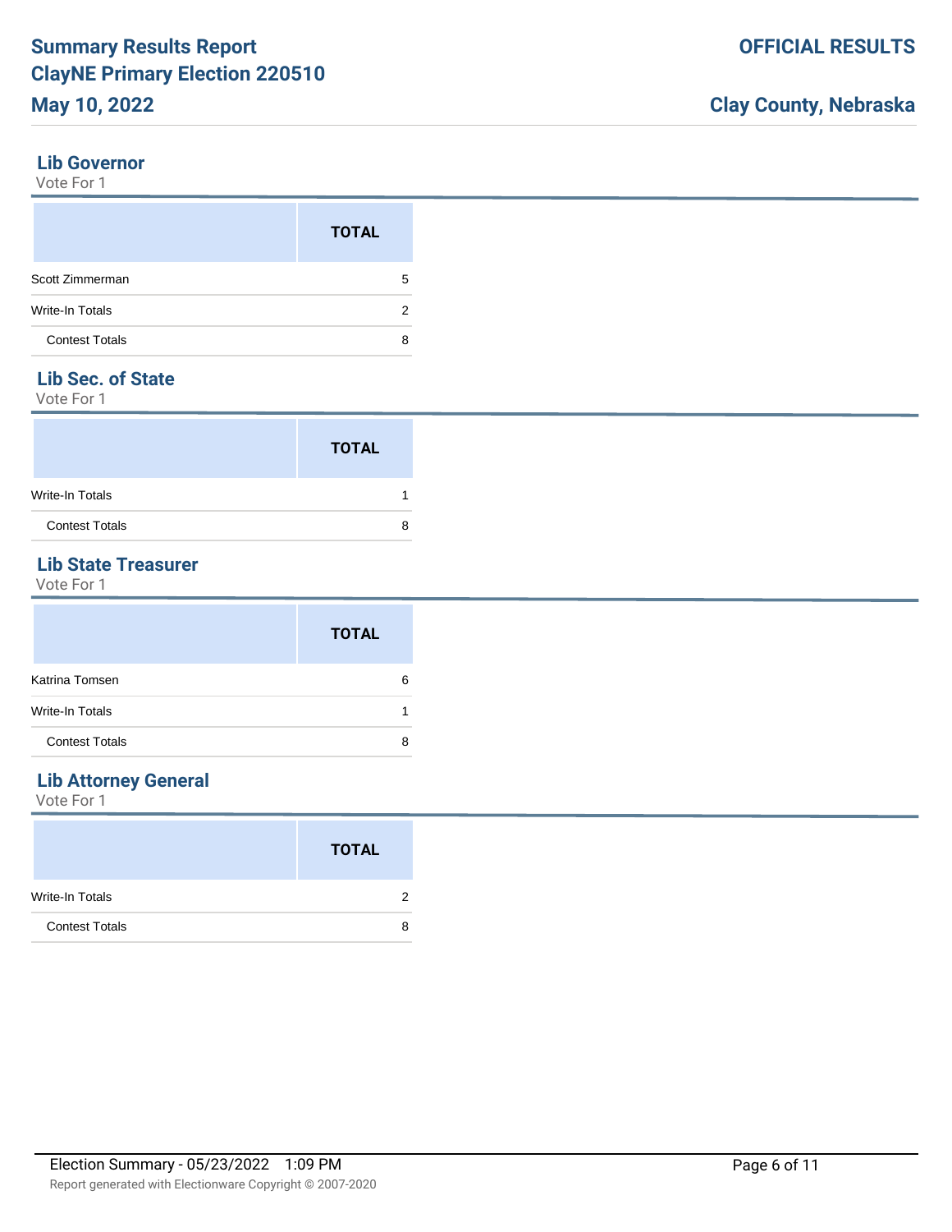## Lib Governor

Vote For 1

| | TOTAL |
|---|---|
| Scott Zimmerman | 5 |
| Write-In Totals | 2 |
| Contest Totals | 8 |

## Lib Sec. of State

Vote For 1

| | TOTAL |
|---|---|
| Write-In Totals | 1 |
| Contest Totals | 8 |

## Lib State Treasurer

Vote For 1

| | TOTAL |
|---|---|
| Katrina Tomsen | 6 |
| Write-In Totals | 1 |
| Contest Totals | 8 |

## Lib Attorney General

Vote For 1

| | TOTAL |
|---|---|
| Write-In Totals | 2 |
| Contest Totals | 8 |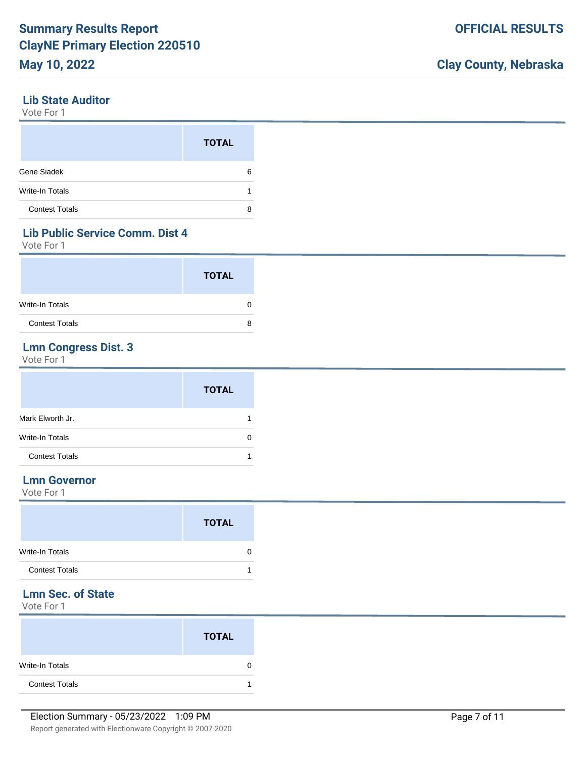## Lib State Auditor

Vote For 1

| | TOTAL |
|---|---|
| Gene Siadek | 6 |
| Write-In Totals | 1 |
| Contest Totals | 8 |

## Lib Public Service Comm. Dist 4

Vote For 1

| | TOTAL |
|---|---|
| Write-In Totals | 0 |
| Contest Totals | 8 |

## Lmn Congress Dist. 3

Vote For 1

| | TOTAL |
|---|---|
| Mark Elworth Jr. | 1 |
| Write-In Totals | 0 |
| Contest Totals | 1 |

## Lmn Governor

Vote For 1

| | TOTAL |
|---|---|
| Write-In Totals | 0 |
| Contest Totals | 1 |

## Lmn Sec. of State

Vote For 1

| | TOTAL |
|---|---|
| Write-In Totals | 0 |
| Contest Totals | 1 |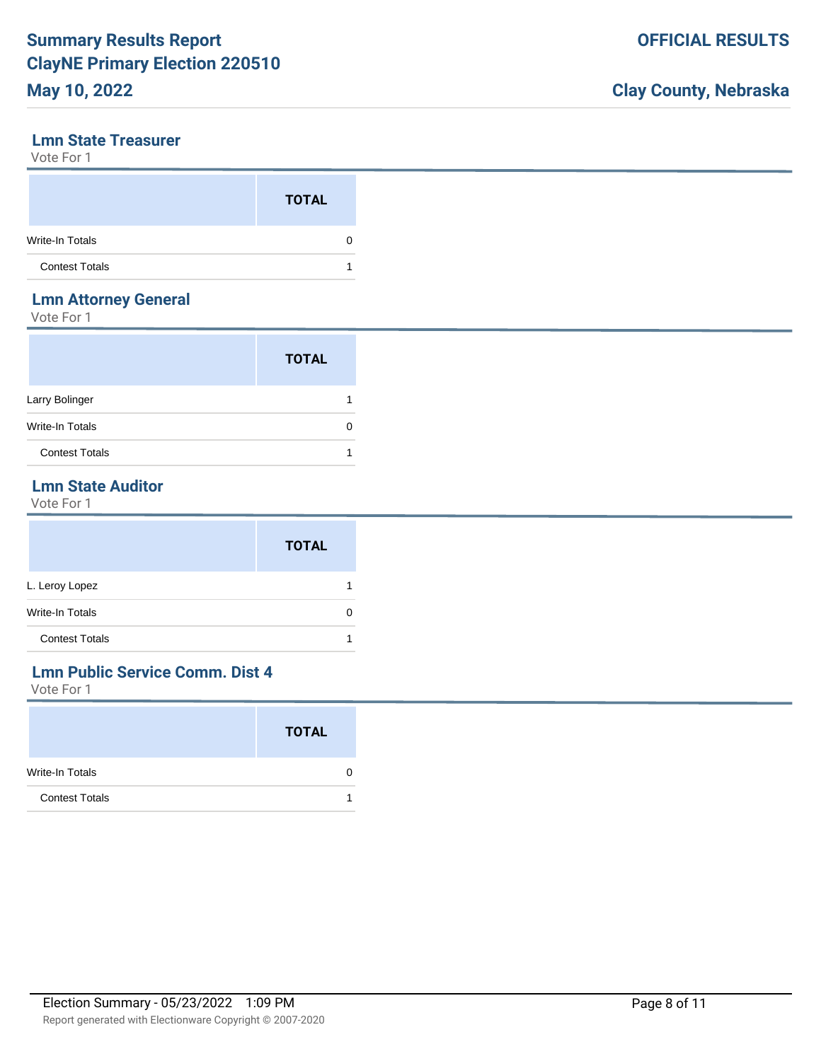## Lmn State Treasurer

Vote For 1

| | TOTAL |
|---|---|
| Write-In Totals | 0 |
| Contest Totals | 1 |

## Lmn Attorney General

Vote For 1

| | TOTAL |
|---|---|
| Larry Bolinger | 1 |
| Write-In Totals | 0 |
| Contest Totals | 1 |

## Lmn State Auditor

Vote For 1

| | TOTAL |
|---|---|
| L. Leroy Lopez | 1 |
| Write-In Totals | 0 |
| Contest Totals | 1 |

## Lmn Public Service Comm. Dist 4

Vote For 1

| | TOTAL |
|---|---|
| Write-In Totals | 0 |
| Contest Totals | 1 |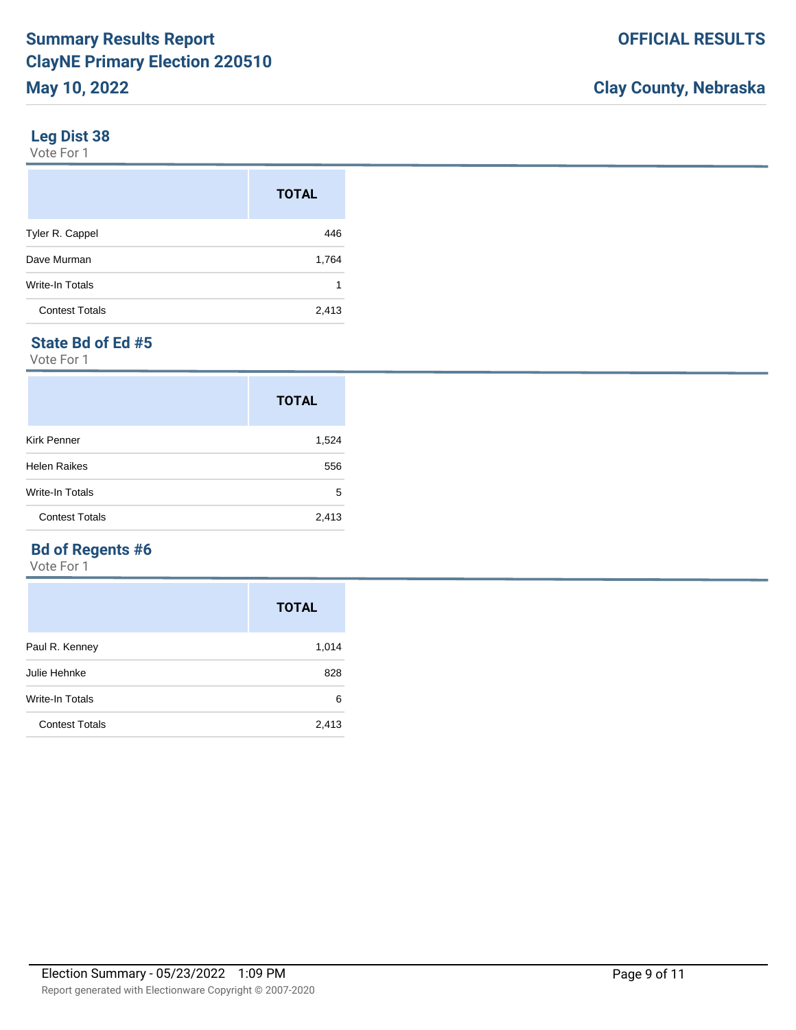## Leg Dist 38

Vote For 1

| | TOTAL |
|---|---|
| Tyler R. Cappel | 446 |
| Dave Murman | 1,764 |
| Write-In Totals | 1 |
| Contest Totals | 2,413 |

## State Bd of Ed #5

Vote For 1

| | TOTAL |
|---|---|
| Kirk Penner | 1,524 |
| Helen Raikes | 556 |
| Write-In Totals | 5 |
| Contest Totals | 2,413 |

## Bd of Regents #6

Vote For 1

| | TOTAL |
|---|---|
| Paul R. Kenney | 1,014 |
| Julie Hehnke | 828 |
| Write-In Totals | 6 |
| Contest Totals | 2,413 |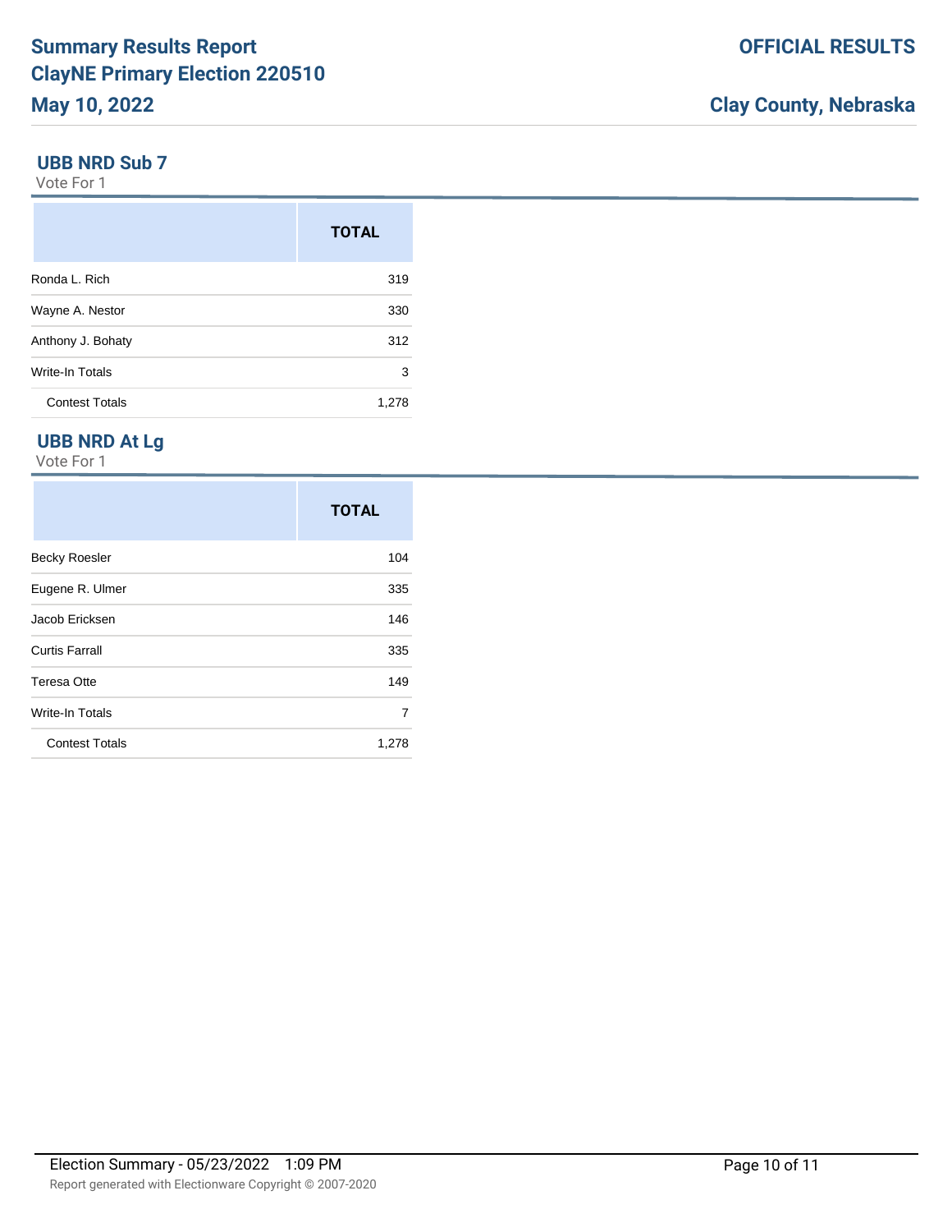## UBB NRD Sub 7

Vote For 1

| | TOTAL |
|---|---|
| Ronda L. Rich | 319 |
| Wayne A. Nestor | 330 |
| Anthony J. Bohaty | 312 |
| Write-In Totals | 3 |
| Contest Totals | 1,278 |

## UBB NRD At Lg

Vote For 1

| | TOTAL |
|---|---|
| Becky Roesler | 104 |
| Eugene R. Ulmer | 335 |
| Jacob Ericksen | 146 |
| Curtis Farrall | 335 |
| Teresa Otte | 149 |
| Write-In Totals | 7 |
| Contest Totals | 1,278 |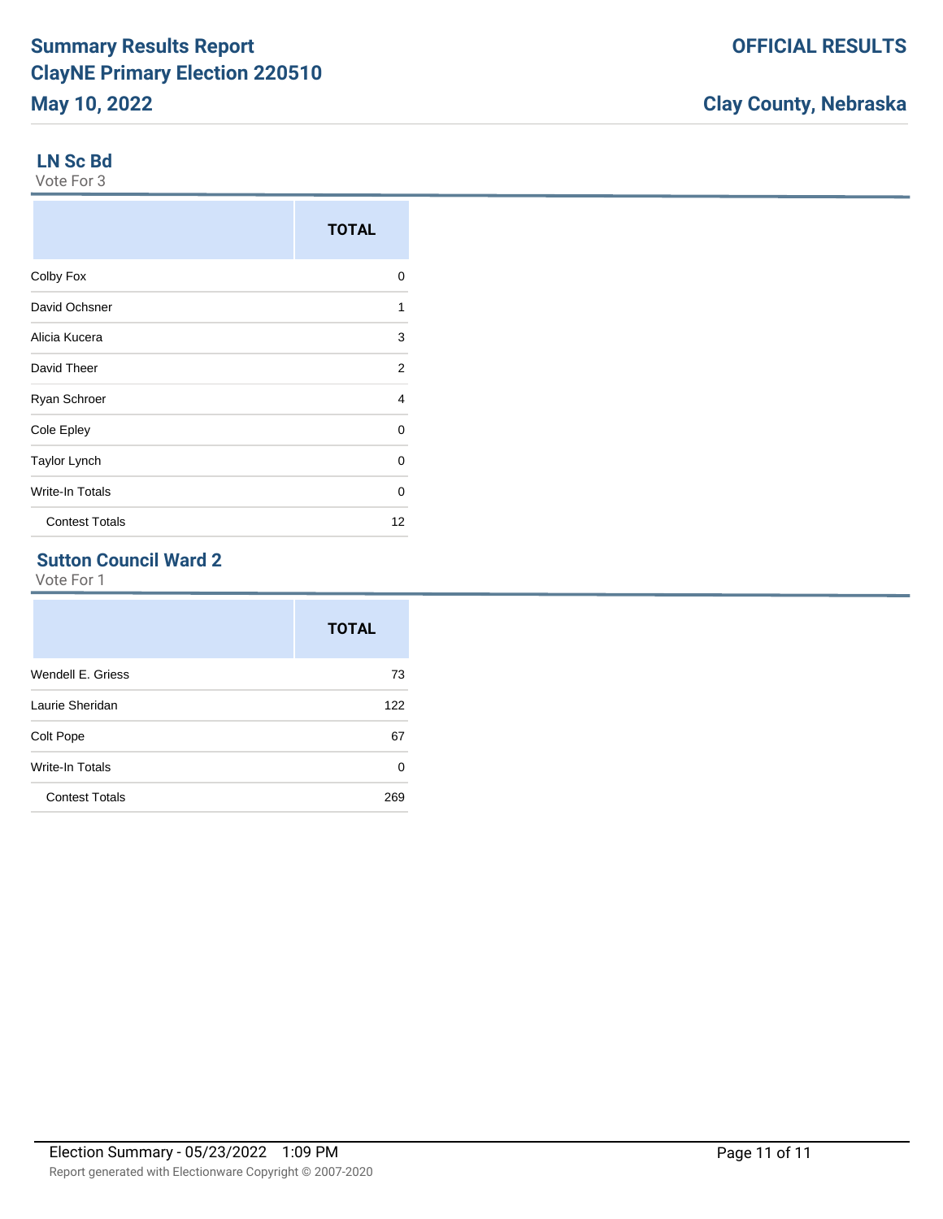# Summary Results Report
# ClayNE Primary Election 220510
## May 10, 2022

**OFFICIAL RESULTS**

**Clay County, Nebraska**

### LN Sc Bd
Vote For 3

| | TOTAL |
| --- | --- |
| Colby Fox | 0 |
| David Ochsner | 1 |
| Alicia Kucera | 3 |
| David Theer | 2 |
| Ryan Schroer | 4 |
| Cole Epley | 0 |
| Taylor Lynch | 0 |
| Write-In Totals | 0 |
| Contest Totals | 12 |

### Sutton Council Ward 2
Vote For 1

| | TOTAL |
| --- | --- |
| Wendell E. Griess | 73 |
| Laurie Sheridan | 122 |
| Colt Pope | 67 |
| Write-In Totals | 0 |
| Contest Totals | 269 |

Election Summary - 05/23/2022 1:09 PM

Report generated with Electionware Copyright © 2007-2020